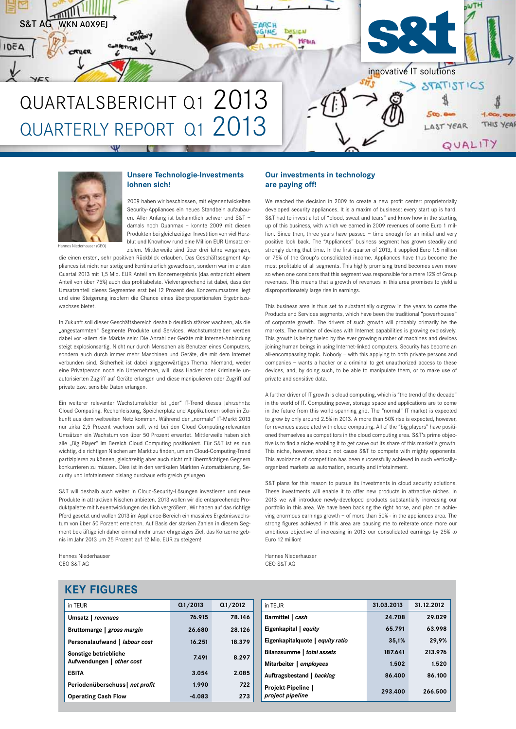S&T AG WKN A0X9EJ

innovative IT solutions

# QUARTALSBERICHT Q1 2013
# QUARTERLY REPORT Q1 2013

Hannes Niederhauser (CEO)

## Unsere Technologie-Investments lohnen sich!

2009 haben wir beschlossen, mit eigenentwickelten Security-Appliances ein neues Standbein aufzubauen. Aller Anfang ist bekanntlich schwer und S&T – damals noch Quanmax – konnte 2009 mit diesen Produkten bei gleichzeitiger Investition von viel Herzblut und Knowhow rund eine Million EUR Umsatz erzielen. Mittlerweile sind über drei Jahre vergangen, die einen ersten, sehr positiven Rückblick erlauben. Das Geschäftssegment Appliances ist nicht nur stetig und kontinuierlich gewachsen, sondern war im ersten Quartal 2013 mit 1,5 Mio. EUR Anteil am Konzernergebnis (das entspricht einem Anteil von über 75%) auch das profitabelste. Vielversprechend ist dabei, dass der Umsatzanteil dieses Segmentes erst bei 12 Prozent des Konzernumsatzes liegt und eine Steigerung insofern die Chance eines überproportionalen Ergebniszuwachses bietet.

In Zukunft soll dieser Geschäftsbereich deshalb deutlich stärker wachsen, als die „angestammten" Segmente Produkte und Services. Wachstumstreiber werden dabei vor -allem die Märkte sein: Die Anzahl der Geräte mit Internet-Anbindung steigt explosionsartig. Nicht nur durch Menschen als Benutzer eines Computers, sondern auch durch immer mehr Maschinen und Geräte, die mit dem Internet verbunden sind. Sicherheit ist dabei allgegenwärtiges Thema: Niemand, weder eine Privatperson noch ein Unternehmen, will, dass Hacker oder Kriminelle unautorisierten Zugriff auf Geräte erlangen und diese manipulieren oder Zugriff auf private bzw. sensible Daten erlangen.

Ein weiterer relevanter Wachstumsfaktor ist „der" IT-Trend dieses Jahrzehnts: Cloud Computing. Rechenleistung, Speicherplatz und Applikationen sollen in Zukunft aus dem weltweiten Netz kommen. Während der „normale" IT-Markt 2013 nur zirka 2,5 Prozent wachsen soll, wird bei den Cloud Computing-relevanten Umsätzen ein Wachstum von über 50 Prozent erwartet. Mittlerweile haben sich alle „Big Player" im Bereich Cloud Computing positioniert. Für S&T ist es nun wichtig, die richtigen Nischen am Markt zu finden, um am Cloud-Computing-Trend partizipieren zu können, gleichzeitig aber auch nicht mit übermächtigen Gegnern konkurrieren zu müssen. Dies ist in den vertikalen Märkten Automatisierung, Security und Infotainment bislang durchaus erfolgreich gelungen.

S&T will deshalb auch weiter in Cloud-Security-Lösungen investieren und neue Produkte in attraktiven Nischen anbieten. 2013 wollen wir die entsprechende Produktpalette mit Neuentwicklungen deutlich vergrößern. Wir haben auf das richtige Pferd gesetzt und wollen 2013 im Appliance-Bereich ein massives Ergebniswachstum von über 50 Porzent erreichen. Auf Basis der starken Zahlen in diesem Segment bekräftige ich daher einmal mehr unser ehrgeiziges Ziel, das Konzernergebnis im Jahr 2013 um 25 Prozent auf 12 Mio. EUR zu steigern!

Hannes Niederhauser
CEO S&T AG

## Our investments in technology are paying off!

We reached the decision in 2009 to create a new profit center: proprietorially developed security appliances. It is a maxim of business: every start up is hard. S&T had to invest a lot of "blood, sweat and tears" and know how in the starting up of this business, with which we earned in 2009 revenues of some Euro 1 million. Since then, three years have passed – time enough for an initial and very positive look back. The "Appliances" business segment has grown steadily and strongly during that time. In the first quarter of 2013, it supplied Euro 1.5 million or 75% of the Group's consolidated income. Appliances have thus become the most profitable of all segments. This highly promising trend becomes even more so when one considers that this segment was responsible for a mere 12% of Group revenues. This means that a growth of revenues in this area promises to yield a disproportionately large rise in earnings.

This business area is thus set to substantially outgrow in the years to come the Products and Services segments, which have been the traditional "powerhouses" of corporate growth. The drivers of such growth will probably primarily be the markets. The number of devices with Internet capabilities is growing explosively. This growth is being fueled by the ever growing number of machines and devices joining human beings in using Internet-linked computers. Security has become an all-encompassing topic. Nobody – with this applying to both private persons and companies – wants a hacker or a criminal to get unauthorized access to these devices, and, by doing such, to be able to manipulate them, or to make use of private and sensitive data.

A further driver of IT growth is cloud computing, which is "the trend of the decade" in the world of IT. Computing power, storage space and applications are to come in the future from this world-spanning grid. The "normal" IT market is expected to grow by only around 2.5% in 2013. A more than 50% rise is expected, however, for revenues associated with cloud computing. All of the "big players" have positioned themselves as competitors in the cloud computing area. S&T's prime objective is to find a niche enabling it to get carve out its share of this market's growth. This niche, however, should not cause S&T to compete with mighty opponents. This avoidance of competition has been successfully achieved in such vertically-organized markets as automation, security and infotainment.

S&T plans for this reason to pursue its investments in cloud security solutions. These investments will enable it to offer new products in attractive niches. In 2013 we will introduce newly-developed products substantially increasing our portfolio in this area. We have been backing the right horse, and plan on achieving enormous earnings growth – of more than 50% - in the appliances area. The strong figures achieved in this area are causing me to reiterate once more our ambitious objective of increasing in 2013 our consolidated earnings by 25% to Euro 12 million!

Hannes Niederhauser
CEO S&T AG

## KEY FIGURES

| in TEUR | Q1/2013 | Q1/2012 |
|---|---|---|
| **Umsatz** \| ***revenues*** | 76.915 | 78.146 |
| **Bruttomarge** \| ***gross margin*** | 26.680 | 28.126 |
| **Personalaufwand** \| ***labour cost*** | 16.251 | 18.379 |
| **Sonstige betriebliche Aufwendungen** \| ***other cost*** | 7.491 | 8.297 |
| **EBITA** | 3.054 | 2.085 |
| **Periodenüberschuss** \| ***net profit*** | 1.990 | 722 |
| **Operating Cash Flow** | -4.083 | 273 |

| in TEUR | 31.03.2013 | 31.12.2012 |
|---|---|---|
| **Barmittel** \| ***cash*** | 24.708 | 29.029 |
| **Eigenkapital** \| ***equity*** | 65.791 | 63.998 |
| **Eigenkapitalquote** \| ***equity ratio*** | 35,1% | 29,9% |
| **Bilanzsumme** \| ***total assets*** | 187.641 | 213.976 |
| **Mitarbeiter** \| ***employees*** | 1.502 | 1.520 |
| **Auftragsbestand** \| ***backlog*** | 86.400 | 86.100 |
| **Projekt-Pipeline** \| ***project pipeline*** | 293.400 | 266.500 |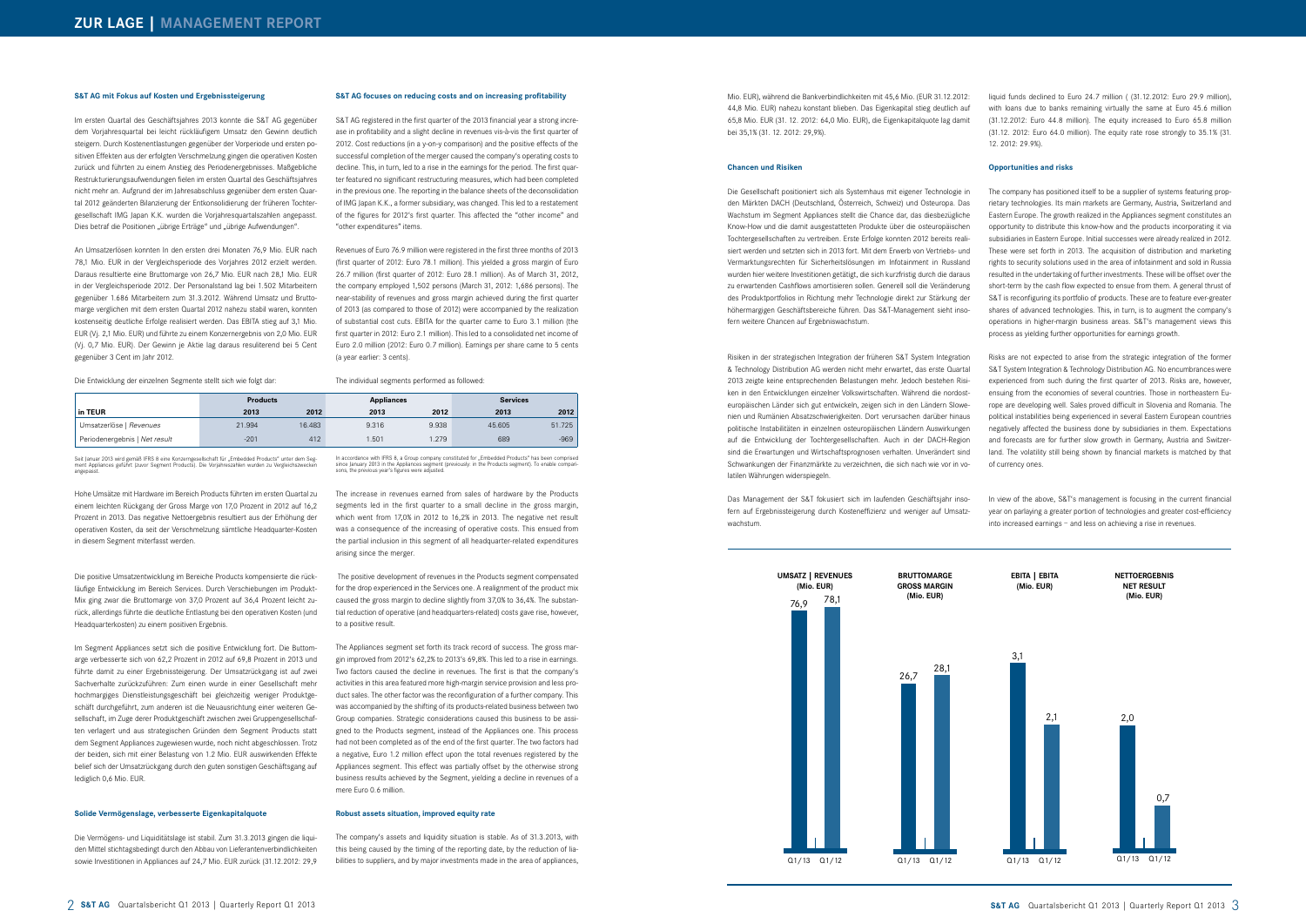## ZUR LAGE | MANAGEMENT REPORT

### S&T AG mit Fokus auf Kosten und Ergebnissteigerung

Im ersten Quartal des Geschäftsjahres 2013 konnte die S&T AG gegenüber dem Vorjahresquartal bei leicht rückläufigem Umsatz den Gewinn deutlich steigern. Durch Kostenentlastungen gegenüber der Vorperiode und ersten positiven Effekten aus der erfolgten Verschmelzung gingen die operativen Kosten zurück und führten zu einem Anstieg des Periodenergebnisses. Maßgebliche Restrukturierungsaufwendungen fielen im ersten Quartal des Geschäftsjahres nicht mehr an. Aufgrund der im Jahresabschluss gegenüber dem ersten Quartal 2012 geänderten Bilanzierung der Entkonsolidierung der früheren Tochtergesellschaft IMG Japan K.K. wurden die Vorjahresquartalszahlen angepasst. Dies betraf die Positionen „übrige Erträge" und „übrige Aufwendungen".

An Umsatzerlösen konnten In den ersten drei Monaten 76,9 Mio. EUR nach 78,1 Mio. EUR in der Vergleichsperiode des Vorjahres 2012 erzielt werden. Daraus resultierte eine Bruttomarge von 26,7 Mio. EUR nach 28,1 Mio. EUR in der Vergleichsperiode 2012. Der Personalstand lag bei 1.502 Mitarbeitern gegenüber 1.686 Mitarbeitern zum 31.3.2012. Während Umsatz und Bruttomarge verglichen mit dem ersten Quartal 2012 nahezu stabil waren, konnten kostenseitig deutliche Erfolge realisiert werden. Das EBITA stieg auf 3,1 Mio. EUR (Vj. 2,1 Mio. EUR) und führte zu einem Konzernergebnis von 2,0 Mio. EUR (Vj. 0,7 Mio. EUR). Der Gewinn je Aktie lag daraus resultierend bei 5 Cent gegenüber 3 Cent im Jahr 2012.

Die Entwicklung der einzelnen Segmente stellt sich wie folgt dar:

| in TEUR | Products 2013 | Products 2012 | Appliances 2013 | Appliances 2012 | Services 2013 | Services 2012 |
|---|---|---|---|---|---|---|
| Umsatzerlöse \| Revenues | 21.994 | 16.483 | 9.316 | 9.938 | 45.605 | 51.725 |
| Periodenergebnis \| Net result | -201 | 412 | 1.501 | 1.279 | 689 | -969 |

Seit Januar 2013 wird gemäß IFRS 8 eine Konzerngesellschaft für „Embedded Products" unter dem Segment Appliances geführt (zuvor Segment Products). Die Vorjahreszahlen wurden zu Vergleichszwecken angepasst.

Hohe Umsätze mit Hardware im Bereich Products führten im ersten Quartal zu einem leichten Rückgang der Gross Marge von 17,0 Prozent in 2012 auf 16,2 Prozent in 2013. Das negative Nettoergebnis resultiert aus der Erhöhung der operativen Kosten, da seit der Verschmelzung sämtliche Headquarter-Kosten in diesem Segment miterfasst werden.

Die positive Umsatzentwicklung im Bereiche Products kompensierte die rückläufige Entwicklung im Bereich Services. Durch Verschiebungen im Produkt-Mix ging zwar die Bruttomarge von 37,0 Prozent auf 36,4 Prozent leicht zurück, allerdings führte die deutliche Entlastung bei den operativen Kosten (und Headquarterkosten) zu einem positiven Ergebnis.

Im Segment Appliances setzt sich die positive Entwicklung fort. Die Buttomarge verbesserte sich von 62,2 Prozent in 2012 auf 69,8 Prozent in 2013 und führte damit zu einer Ergebnissteigerung. Der Umsatzrückgang ist auf zwei Sachverhalte zurückzuführen: Zum einen wurde in einer Gesellschaft mehr hochmargiges Dienstleistungsgeschäft bei gleichzeitig weniger Produktgeschäft durchgeführt, zum anderen ist die Neuausrichtung einer weiteren Gesellschaft, im Zuge derer Produktgeschäft zwischen zwei Gruppengesellschaften verlagert und aus strategischen Gründen dem Segment Products statt dem Segment Appliances zugewiesen wurde, noch nicht abgeschlossen. Trotz der beiden, sich mit einer Belastung von 1.2 Mio. EUR auswirkenden Effekte belief sich der Umsatzrückgang durch den guten sonstigen Geschäftsgang auf lediglich 0,6 Mio. EUR.

### Solide Vermögenslage, verbesserte Eigenkapitalquote

Die Vermögens- und Liquiditätslage ist stabil. Zum 31.3.2013 gingen die liquiden Mittel stichtagsbedingt durch den Abbau von Lieferantenverbindlichkeiten sowie Investitionen in Appliances auf 24,7 Mio. EUR zurück (31.12.2012: 29,9 Mio. EUR), während die Bankverbindlichkeiten mit 45,6 Mio. (EUR 31.12.2012: 44,8 Mio. EUR) nahezu konstant blieben. Das Eigenkapital stieg deutlich auf 65,8 Mio. EUR (31. 12. 2012: 64,0 Mio. EUR), die Eigenkapitalquote lag damit bei 35,1% (31. 12. 2012: 29,9%).

### Chancen und Risiken

Die Gesellschaft positioniert sich als Systemhaus mit eigener Technologie in den Märkten DACH (Deutschland, Österreich, Schweiz) und Osteuropa. Das Wachstum im Segment Appliances stellt die Chance dar, das diesbezügliche Know-How und die damit ausgestatteten Produkte über die osteuropäischen Tochtergesellschaften zu vertreiben. Erste Erfolge konnten 2012 bereits realisiert werden und setzten sich in 2013 fort. Mit dem Erwerb von Vertriebs- und Vermarktungsrechten für Sicherheitslösungen im Infotainment in Russland wurden hier weitere Investitionen getätigt, die sich kurzfristig durch die daraus zu erwartenden Cashflows amortisieren sollen. Generell soll die Veränderung des Produktportfolios in Richtung mehr Technologie direkt zur Stärkung der höhermargigen Geschäftsbereiche führen. Das S&T-Management sieht insofern weitere Chancen auf Ergebniswachstum.

Risiken in der strategischen Integration der früheren S&T System Integration & Technology Distribution AG werden nicht mehr erwartet, das erste Quartal 2013 zeigte keine entsprechenden Belastungen mehr. Jedoch bestehen Risiken in den Entwicklungen einzelner Volkswirtschaften. Während die nordosteuropäischen Länder sich gut entwickeln, zeigen sich in den Ländern Slowenien und Rumänien Absatzschwierigkeiten. Dort verursachen darüber hinaus politische Instabilitäten in einzelnen osteuropäischen Ländern Auswirkungen auf die Entwicklung der Tochtergesellschaften. Auch in der DACH-Region sind die Erwartungen und Wirtschaftsprognosen verhalten. Unverändert sind Schwankungen der Finanzmärkte zu verzeichnen, die sich nach wie vor in volatilen Währungen widerspiegeln.

Das Management der S&T fokusiert sich im laufenden Geschäftsjahr insofern auf Ergebnissteigerung durch Kosteneffizienz und weniger auf Umsatzwachstum.

### S&T AG focuses on reducing costs and on increasing profitability

S&T AG registered in the first quarter of the 2013 financial year a strong increase in profitability and a slight decline in revenues vis-à-vis the first quarter of 2012. Cost reductions (in a y-on-y comparison) and the positive effects of the successful completion of the merger caused the company's operating costs to decline. This, in turn, led to a rise in the earnings for the period. The first quarter featured no significant restructuring measures, which had been completed in the previous one. The reporting in the balance sheets of the deconsolidation of IMG Japan K.K., a former subsidiary, was changed. This led to a restatement of the figures for 2012's first quarter. This affected the "other income" and "other expenditures" items.

Revenues of Euro 76.9 million were registered in the first three months of 2013 (first quarter of 2012: Euro 78.1 million). This yielded a gross margin of Euro 26.7 million (first quarter of 2012: Euro 28.1 million). As of March 31, 2012, the company employed 1,502 persons (March 31, 2012: 1,686 persons). The near-stability of revenues and gross margin achieved during the first quarter of 2013 (as compared to those of 2012) were accompanied by the realization of substantial cost cuts. EBITA for the quarter came to Euro 3.1 million (the first quarter in 2012: Euro 2.1 million). This led to a consolidated net income of Euro 2.0 million (2012: Euro 0.7 million). Earnings per share came to 5 cents (a year earlier: 3 cents).

The individual segments performed as followed:

In accordance with IFRS 8, a Group company constituted for „Embedded Products" has been comprised since January 2013 in the Appliances segment (previously: in the Products segment). To enable comparisons, the previous year's figures were adjusted.

The increase in revenues earned from sales of hardware by the Products segments led in the first quarter to a small decline in the gross margin, which went from 17,0% in 2012 to 16,2% in 2013. The negative net result was a consequence of the increasing of operative costs. This ensued from the partial inclusion in this segment of all headquarter-related expenditures arising since the merger.

The positive development of revenues in the Products segment compensated for the drop experienced in the Services one. A realignment of the product mix caused the gross margin to decline slightly from 37,0% to 36,4%. The substantial reduction of operative (and headquarters-related) costs gave rise, however, to a positive result.

The Appliances segment set forth its track record of success. The gross margin improved from 2012's 62,2% to 2013's 69,8%. This led to a rise in earnings. Two factors caused the decline in revenues. The first is that the company's activities in this area featured more high-margin service provision and less product sales. The other factor was the reconfiguration of a further company. This was accompanied by the shifting of its products-related business between two Group companies. Strategic considerations caused this business to be assigned to the Products segment, instead of the Appliances one. This process had not been completed as of the end of the first quarter. The two factors had a negative, Euro 1.2 million effect upon the total revenues registered by the Appliances segment. This effect was partially offset by the otherwise strong business results achieved by the Segment, yielding a decline in revenues of a mere Euro 0.6 million.

### Robust assets situation, improved equity rate

The company's assets and liquidity situation is stable. As of 31.3.2013, with this being caused by the timing of the reporting date, by the reduction of liabilities to suppliers, and by major investments made in the area of appliances, liquid funds declined to Euro 24.7 million ( (31.12.2012: Euro 29.9 million), with loans due to banks remaining virtually the same at Euro 45.6 million (31.12.2012: Euro 44.8 million). The equity increased to Euro 65.8 million (31.12. 2012: Euro 64.0 million). The equity rate rose strongly to 35.1% (31. 12. 2012: 29.9%).

### Opportunities and risks

The company has positioned itself to be a supplier of systems featuring proprietary technologies. Its main markets are Germany, Austria, Switzerland and Eastern Europe. The growth realized in the Appliances segment constitutes an opportunity to distribute this know-how and the products incorporating it via subsidiaries in Eastern Europe. Initial successes were already realized in 2012. These were set forth in 2013. The acquisition of distribution and marketing rights to security solutions used in the area of infotainment and sold in Russia resulted in the undertaking of further investments. These will be offset over the short-term by the cash flow expected to ensue from them. A general thrust of S&T is reconfiguring its portfolio of products. These are to feature ever-greater shares of advanced technologies. This, in turn, is to augment the company's operations in higher-margin business areas. S&T's management views this process as yielding further opportunities for earnings growth.

Risks are not expected to arise from the strategic integration of the former S&T System Integration & Technology Distribution AG. No encumbrances were experienced from such during the first quarter of 2013. Risks are, however, ensuing from the economies of several countries. Those in northeastern Europe are developing well. Sales proved difficult in Slovenia and Romania. The political instabilities being experienced in several Eastern European countries negatively affected the business done by subsidiaries in them. Expectations and forecasts are for further slow growth in Germany, Austria and Switzerland. The volatility still being shown by financial markets is matched by that of currency ones.

In view of the above, S&T's management is focusing in the current financial year on parlaying a greater portion of technologies and greater cost-efficiency into increased earnings – and less on achieving a rise in revenues.

| | Q1/13 | Q1/12 |
|---|---|---|
| UMSATZ \| REVENUES (Mio. EUR) | 76,9 | 78,1 |
| BRUTTOMARGE \| GROSS MARGIN (Mio. EUR) | 26,7 | 28,1 |
| EBITA \| EBITA (Mio. EUR) | 3,1 | 2,1 |
| NETTOERGEBNIS \| NET RESULT (Mio. EUR) | 2,0 | 0,7 |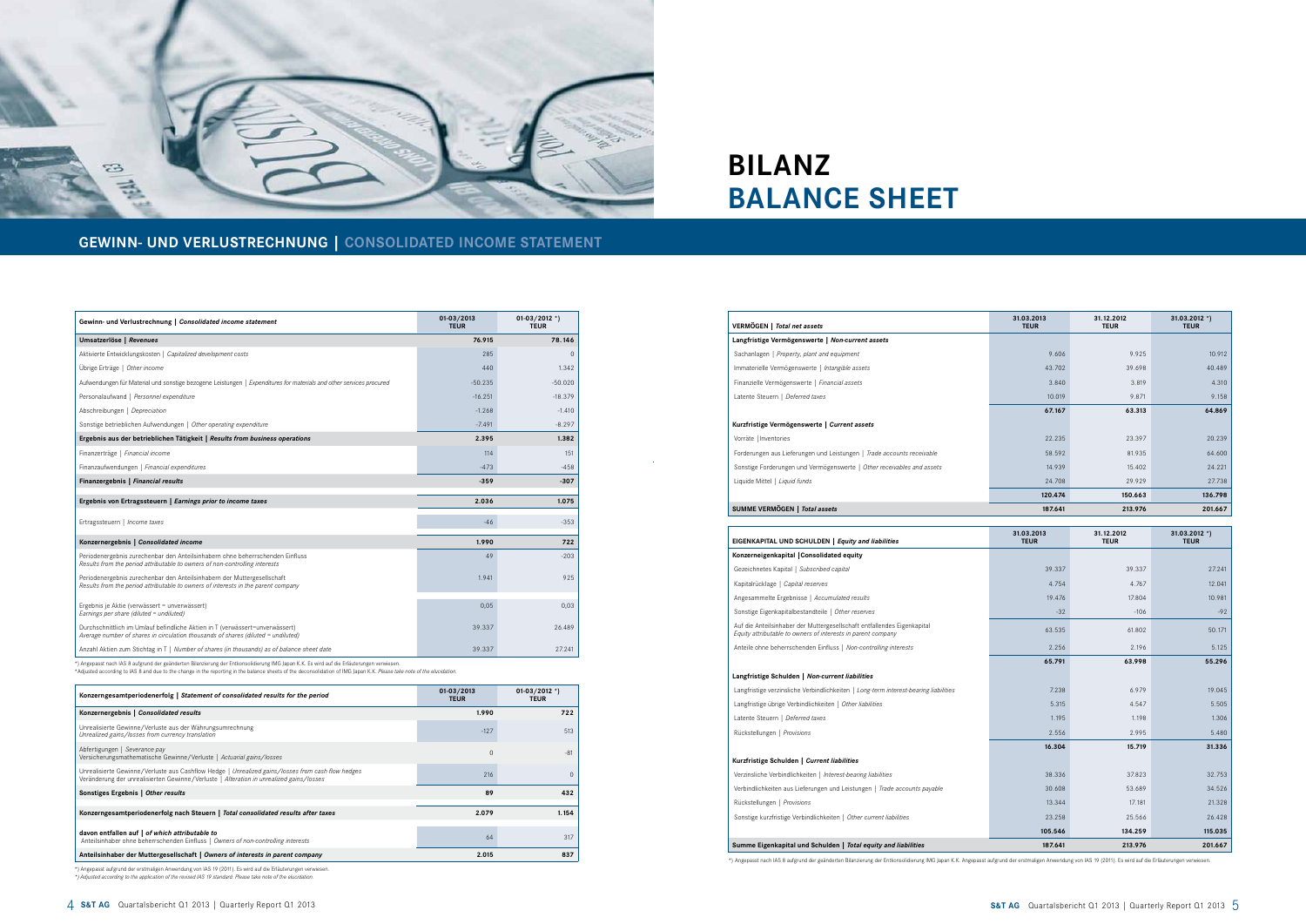# BILANZ
# BALANCE SHEET

## GEWINN- UND VERLUSTRECHNUNG | CONSOLIDATED INCOME STATEMENT

| Gewinn- und Verlustrechnung \| *Consolidated income statement* | 01-03/2013 TEUR | 01-03/2012 *) TEUR |
|---|---|---|
| **Umsatzerlöse \| *Revenues*** | **76.915** | **78.146** |
| Aktivierte Entwicklungskosten \| *Capitalized development costs* | 285 | 0 |
| Übrige Erträge \| *Other income* | 440 | 1.342 |
| Aufwendungen für Material und sonstige bezogene Leistungen \| *Expenditures for materials and other services procured* | -50.235 | -50.020 |
| Personalaufwand \| *Personnel expenditure* | -16.251 | -18.379 |
| Abschreibungen \| *Depreciation* | -1.268 | -1.410 |
| Sonstige betrieblichen Aufwendungen \| *Other operating expenditure* | -7.491 | -8.297 |
| **Ergebnis aus der betrieblichen Tätigkeit \| *Results from business operations*** | **2.395** | **1.382** |
| Finanzerträge \| *Financial income* | 114 | 151 |
| Finanzaufwendungen \| *Financial expenditures* | -473 | -458 |
| **Finanzergebnis \| *Financial results*** | **-359** | **-307** |
| **Ergebnis von Ertragssteuern \| *Earnings prior to income taxes*** | **2.036** | **1.075** |
| Ertragssteuern \| *Income taxes* | -46 | -353 |
| **Konzernergebnis \| *Consolidated income*** | **1.990** | **722** |
| Periodenergebnis zurechenbar den Anteilsinhabern ohne beherrschenden Einfluss *Results from the period attributable to owners of non-controlling interests* | 49 | -203 |
| Periodenergebnis zurechenbar den Anteilsinhabern der Muttergesellschaft *Results from the period attributable to owners of interests in the parent company* | 1.941 | 925 |
| Ergebnis je Aktie (verwässert = unverwässert) *Earnings per share (diluted = undiluted)* | 0,05 | 0,03 |
| Durchschnittlich im Umlauf befindliche Aktien in T (verwässert=unverwässert) *Average number of shares in circulation thousands of shares (diluted = undiluted)* | 39.337 | 26.489 |
| Anzahl Aktien zum Stichtag in T \| *Number of shares (in thousands) as of balance sheet date* | 39.337 | 27.241 |

*) Angepasst nach IAS 8 aufgrund der geänderten Bilanzierung der Entkonsolidierung IMG Japan K.K. Es wird auf die Erläuterungen verwiesen.
*) *Adjusted according to IAS 8 and due to the change in the reporting in the balance sheets of the deconsolidation of IMG Japan K.K. Please take note of the elucidation.*

| Konzerngesamtperiodenerfolg \| *Statement of consolidated results for the period* | 01-03/2013 TEUR | 01-03/2012 *) TEUR |
|---|---|---|
| **Konzernergebnis \| *Consolidated results*** | **1.990** | **722** |
| Unrealisierte Gewinne/Verluste aus der Währungsumrechnung *Unrealized gains/losses from currency translation* | -127 | 513 |
| Abfertigungen \| *Severance pay* Versicherungsmathematische Gewinne/Verluste \| *Actuarial gains/losses* | 0 | -81 |
| Unrealisierte Gewinne/Verluste aus Cashflow Hedge \| *Unrealized gains/losses from cash flow hedges* Veränderung der unrealisierten Gewinne/Verluste \| *Alteration in unrealized gains/losses* | 216 | 0 |
| **Sonstiges Ergebnis \| *Other results*** | **89** | **432** |
| **Konzerngesamtperiodenerfolg nach Steuern \| *Total consolidated results after taxes*** | **2.079** | **1.154** |
| **davon entfallen auf \| *of which attributable to*** Anteilsinhaber ohne beherrschenden Einfluss \| *Owners of non-controlling interests* | 64 | 317 |
| **Anteilsinhaber der Muttergesellschaft \| *Owners of interests in parent company*** | **2.015** | **837** |

*) Angepasst aufgrund der erstmaligen Anwendung von IAS 19 (2011). Es wird auf die Erläuterungen verwiesen.
*) *Adjusted according to the application of the revised IAS 19 standard. Please take note of the elucidation.*

| VERMÖGEN \| *Total net assets* | 31.03.2013 TEUR | 31.12.2012 TEUR | 31.03.2012 *) TEUR |
|---|---|---|---|
| **Langfristige Vermögenswerte \| *Non-current assets*** | | | |
| Sachanlagen \| *Property, plant and equipment* | 9.606 | 9.925 | 10.912 |
| Immaterielle Vermögenswerte \| *Intangible assets* | 43.702 | 39.698 | 40.489 |
| Finanzielle Vermögenswerte \| *Financial assets* | 3.840 | 3.819 | 4.310 |
| Latente Steuern \| *Deferred taxes* | 10.019 | 9.871 | 9.158 |
| | **67.167** | **63.313** | **64.869** |
| **Kurzfristige Vermögenswerte \| *Current assets*** | | | |
| Vorräte \| *Inventories* | 22.235 | 23.397 | 20.239 |
| Forderungen aus Lieferungen und Leistungen \| *Trade accounts receivable* | 58.592 | 81.935 | 64.600 |
| Sonstige Forderungen und Vermögenswerte \| *Other receivables and assets* | 14.939 | 15.402 | 24.221 |
| Liquide Mittel \| *Liquid funds* | 24.708 | 29.929 | 27.738 |
| | **120.474** | **150.663** | **136.798** |
| **SUMME VERMÖGEN \| *Total assets*** | **187.641** | **213.976** | **201.667** |

| EIGENKAPITAL UND SCHULDEN \| *Equity and liabilities* | 31.03.2013 TEUR | 31.12.2012 TEUR | 31.03.2012 *) TEUR |
|---|---|---|---|
| **Konzerneigenkapital \| Consolidated equity** | | | |
| Gezeichnetes Kapital \| *Subscribed capital* | 39.337 | 39.337 | 27.241 |
| Kapitalrücklage \| *Capital reserves* | 4.754 | 4.767 | 12.041 |
| Angesammelte Ergebnisse \| *Accumulated results* | 19.476 | 17.804 | 10.981 |
| Sonstige Eigenkapitalbestandteile \| *Other reserves* | -32 | -106 | -92 |
| Auf die Anteilsinhaber der Muttergesellschaft entfallendes Eigenkapital *Equity attributable to owners of interests in parent company* | 63.535 | 61.802 | 50.171 |
| Anteile ohne beherrschenden Einfluss \| *Non-controlling interests* | 2.256 | 2.196 | 5.125 |
| | **65.791** | **63.998** | **55.296** |
| **Langfristige Schulden \| *Non-current liabilities*** | | | |
| Langfristige verzinsliche Verbindlichkeiten \| *Long-term interest-bearing liabilities* | 7.238 | 6.979 | 19.045 |
| Langfristige übrige Verbindlichkeiten \| *Other liabilities* | 5.315 | 4.547 | 5.505 |
| Latente Steuern \| *Deferred taxes* | 1.195 | 1.198 | 1.306 |
| Rückstellungen \| *Provisions* | 2.556 | 2.995 | 5.480 |
| | **16.304** | **15.719** | **31.336** |
| **Kurzfristige Schulden \| *Current liabilities*** | | | |
| Verzinsliche Verbindlichkeiten \| *Interest-bearing liabilities* | 38.336 | 37.823 | 32.753 |
| Verbindlichkeiten aus Lieferungen und Leistungen \| *Trade accounts payable* | 30.608 | 53.689 | 34.526 |
| Rückstellungen \| *Provisions* | 13.344 | 17.181 | 21.328 |
| Sonstige kurzfristige Verbindlichkeiten \| *Other current liabilities* | 23.258 | 25.566 | 26.428 |
| | **105.546** | **134.259** | **115.035** |
| **Summe Eigenkapital und Schulden \| *Total equity and liabilities*** | **187.641** | **213.976** | **201.667** |

*) Angepasst nach IAS 8 aufgrund der geänderten Bilanzierung der Entkonsolidierung IMG Japan K.K. Angepasst aufgrund der erstmaligen Anwendung von IAS 19 (2011). Es wird auf die Erläuterungen verwiesen.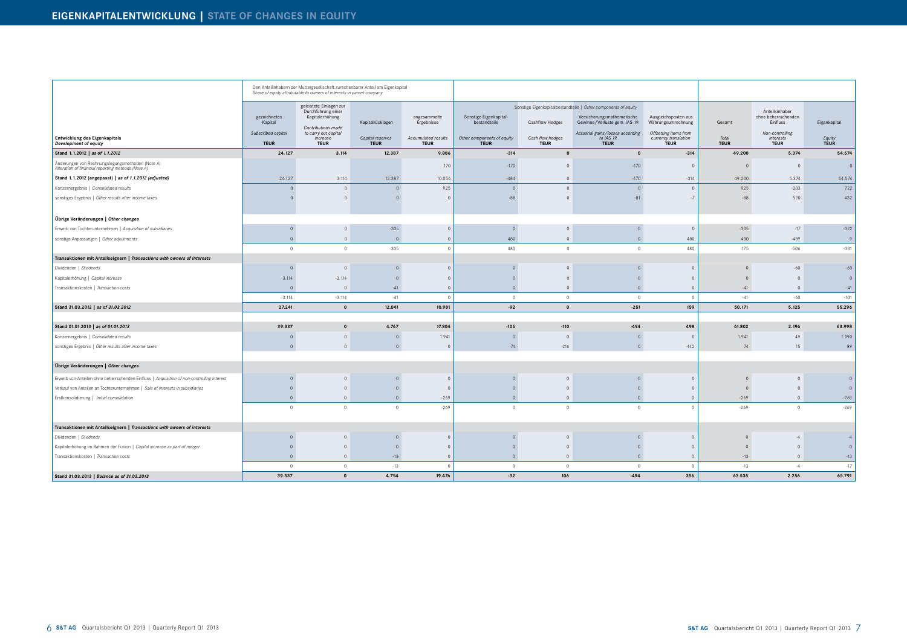# EIGENKAPITALENTWICKLUNG | STATE OF CHANGES IN EQUITY

| Entwicklung des Eigenkapitals<br>*Development of equity* | Den Anteilinhabern der Muttergesellschaft zurechenbarer Anteil am Eigenkapital<br>*Share of equity attributable to owners of interests in parent company* | | | | | | | | | | |
|---|---|---|---|---|---|---|---|---|---|---|---|
| | | | | | | Sonstige Eigenkapitalbestandteile \| *Other components of equity* | | | | | |
| | gezeichnetes Kapital<br>*Subscribed capital*<br>**TEUR** | geleistete Einlagen zur Durchführung einer Kapitalerhöhung<br>*Contributions made to carry out capital increase*<br>**TEUR** | Kapitalrücklagen<br>*Capital reserves*<br>**TEUR** | angesammelte Ergebnisse<br>*Accumulated results*<br>**TEUR** | Sonstige Eigenkapitalbestandteile<br>*Other components of equity*<br>**TEUR** | Cashflow Hedges<br>*Cash flow hedges*<br>**TEUR** | Versicherungsmathematische Gewinne/Verluste gem. IAS 19<br>*Actuarial gains/losses according to IAS 19*<br>**TEUR** | Ausgleichsposten aus Währungsumrechnung<br>*Offsetting items from currency translation*<br>**TEUR** | Gesamt<br>*Total*<br>**TEUR** | Anteilsinhaber ohne beherrschenden Einfluss<br>*Non-controlling interests*<br>**TEUR** | Eigenkapital<br>*Equity*<br>**TEUR** |
| **Stand 1.1.2012 \| *as of 1.1.2012*** | **24.127** | **3.114** | **12.387** | **9.886** | **-314** | **0** | **0** | **-314** | **49.200** | **5.374** | **54.574** |
| Änderungen von Rechnungslegungsmethoden (Note A)<br>*Alteration of financial reporting methods (Note A)* | | | | 170 | -170 | 0 | -170 | 0 | 0 | 0 | 0 |
| **Stand 1.1.2012 (angepasst) \| *as of 1.1.2012 (adjusted)*** | 24.127 | 3.114 | 12.387 | 10.056 | -484 | 0 | -170 | -314 | 49.200 | 5.374 | 54.574 |
| Konzernergebnis \| *Consolidated results* | 0 | 0 | 0 | 925 | 0 | 0 | 0 | 0 | 925 | -203 | 722 |
| sonstiges Ergebnis \| *Other results after income taxes* | 0 | 0 | 0 | 0 | -88 | 0 | -81 | -7 | -88 | 520 | 432 |
| **Übrige Veränderungen \| *Other changes*** | | | | | | | | | | | |
| Erwerb von Tochterunternehmen \| *Acquisition of subsidiaries* | 0 | 0 | -305 | 0 | 0 | 0 | 0 | 0 | -305 | -17 | -322 |
| sonstige Anpassungen \| *Other adjustments* | 0 | 0 | 0 | 0 | 480 | 0 | 0 | 480 | 480 | -489 | -9 |
| | 0 | 0 | -305 | 0 | 480 | 0 | 0 | 480 | 175 | -506 | -331 |
| **Transaktionen mit Anteilseignern \| *Transactions with owners of interests*** | | | | | | | | | | | |
| Dividenden \| *Dividends* | 0 | 0 | 0 | 0 | 0 | 0 | 0 | 0 | 0 | -60 | -60 |
| Kapitalerhöhung \| *Capital increase* | 3.114 | -3.114 | 0 | 0 | 0 | 0 | 0 | 0 | 0 | 0 | 0 |
| Transaktionskosten \| *Transaction costs* | 0 | 0 | -41 | 0 | 0 | 0 | 0 | 0 | -41 | 0 | -41 |
| | 3.114 | -3.114 | -41 | 0 | 0 | 0 | 0 | 0 | -41 | -60 | -101 |
| **Stand 31.03.2012 \| *as of 31.03.2012*** | **27.241** | **0** | **12.041** | **10.981** | **-92** | **0** | **-251** | **159** | **50.171** | **5.125** | **55.296** |
| **Stand 01.01.2013 \| *as of 01.01.2013*** | **39.337** | **0** | **4.767** | **17.804** | **-106** | **-110** | **-494** | **498** | **61.802** | **2.196** | **63.998** |
| Konzernergebnis \| *Consolidated results* | 0 | 0 | 0 | 1.941 | 0 | 0 | 0 | 0 | 1.941 | 49 | 1.990 |
| sonstiges Ergebnis \| *Other results after income taxes* | 0 | 0 | 0 | 0 | 74 | 216 | 0 | -142 | 74 | 15 | 89 |
| **Übrige Veränderungen \| *Other changes*** | | | | | | | | | | | |
| Erwerb von Anteilen ohne beherrschenden Einfluss \| *Acquisition of non-controlling interest* | 0 | 0 | 0 | 0 | 0 | 0 | 0 | 0 | 0 | 0 | 0 |
| Verkauf von Anteilen an Tochterunternehmen \| *Sale of interests in subsidiaries* | 0 | 0 | 0 | 0 | 0 | 0 | 0 | 0 | 0 | 0 | 0 |
| Erstkonsolidierung \| *Initial consolidation* | 0 | 0 | 0 | -269 | 0 | 0 | 0 | 0 | -269 | 0 | -269 |
| | 0 | 0 | 0 | -269 | 0 | 0 | 0 | 0 | -269 | 0 | -269 |
| **Transaktionen mit Anteilseignern \| *Transactions with owners of interests*** | | | | | | | | | | | |
| Dividenden \| *Dividends* | 0 | 0 | 0 | 0 | 0 | 0 | 0 | 0 | 0 | -4 | -4 |
| Kapitalerhöhung im Rahmen der Fusion \| *Capital increase as part of merger* | 0 | 0 | 0 | 0 | 0 | 0 | 0 | 0 | 0 | 0 | 0 |
| Transaktionskosten \| *Transaction costs* | 0 | 0 | -13 | 0 | 0 | 0 | 0 | 0 | -13 | 0 | -13 |
| | 0 | 0 | -13 | 0 | 0 | 0 | 0 | 0 | -13 | -4 | -17 |
| **Stand 31.03.2013 \| *Balance as of 31.03.2013*** | **39.337** | **0** | **4.754** | **19.476** | **-32** | **106** | **-494** | **356** | **63.535** | **2.256** | **65.791** |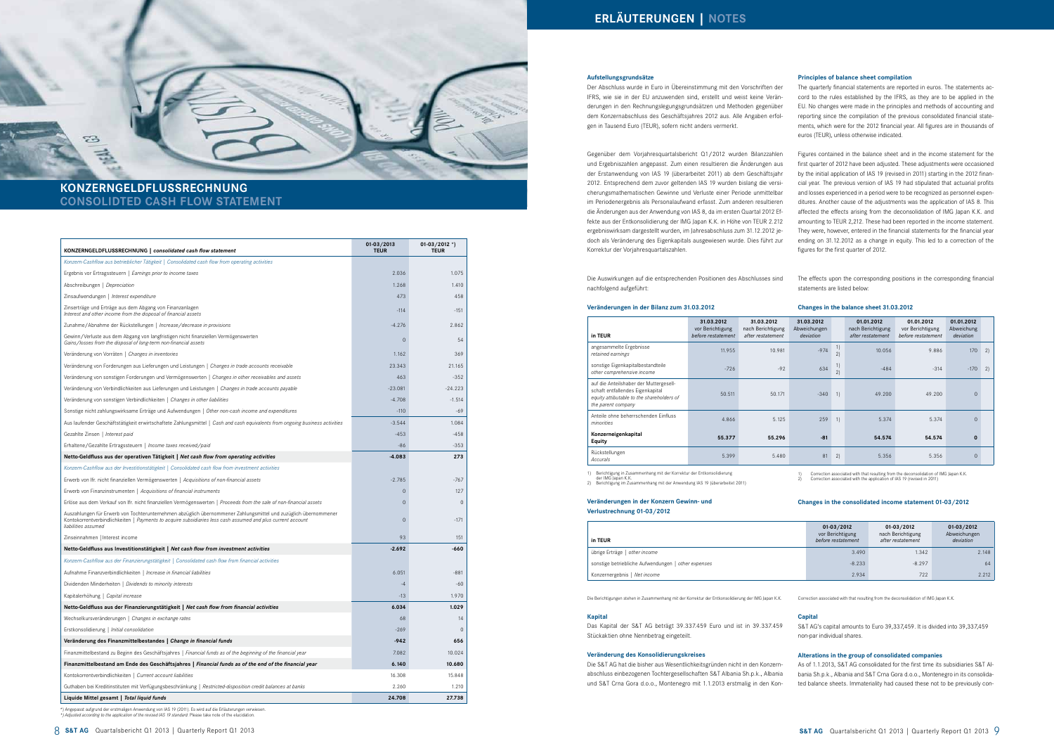# KONZERNGELDFLUSSRECHNUNG
## CONSOLIDTED CASH FLOW STATEMENT

| KONZERNGELDFLUSSRECHNUNG \| *consolidated cash flow statement* | 01-03/2013 TEUR | 01-03/2012 *) TEUR |
|---|---|---|
| *Konzern-Cashflow aus betrieblicher Tätigkeit \| Consolidated cash flow from operating activities* | | |
| Ergebnis vor Ertragssteuern \| *Earnings prior to income taxes* | 2.036 | 1.075 |
| Abschreibungen \| *Depreciation* | 1.268 | 1.410 |
| Zinsaufwendungen \| *Interest expenditure* | 473 | 458 |
| Zinserträge und Erträge aus dem Abgang von Finanzanlagen *Interest and other income from the disposal of financial assets* | -114 | -151 |
| Zunahme/Abnahme der Rückstellungen \| *Increase/decrease in provisions* | -4.276 | 2.862 |
| Gewinn/Verluste aus dem Abgang von langfristigen nicht finanziellen Vermögenswerten *Gains/losses from the disposal of long-term non-financial assets* | 0 | 54 |
| Veränderung von Vorräten \| *Changes in inventories* | 1.162 | 369 |
| Veränderung von Forderungen aus Lieferungen und Leistungen \| *Changes in trade accounts receivable* | 23.343 | 21.165 |
| Veränderung von sonstigen Forderungen und Vermögenswerten \| *Changes in other receivables and assets* | 463 | -352 |
| Veränderung von Verbindlichkeiten aus Lieferungen und Leistungen \| *Changes in trade accounts payable* | -23.081 | -24.223 |
| Veränderung von sonstigen Verbindlichkeiten \| *Changes in other liabilities* | -4.708 | -1.514 |
| Sonstige nicht zahlungswirksame Erträge und Aufwendungen \| *Other non-cash income and expenditures* | -110 | -69 |
| Aus laufender Geschäftstätigkeit erwirtschaftete Zahlungsmittel \| *Cash and cash equivalents from ongoing business activities* | -3.544 | 1.084 |
| Gezahlte Zinsen \| *Interest paid* | -453 | -458 |
| Erhaltene/Gezahlte Ertragssteuern \| *Income taxes received/paid* | -86 | -353 |
| **Netto-Geldfluss aus der operativen Tätigkeit \| *Net cash flow from operating activities*** | **-4.083** | **273** |
| *Konzern-Cashflow aus der Investitionstätigkeit \| Consolidated cash flow from investment activities* | | |
| Erwerb von lfr. nicht finanziellen Vermögenswerten \| *Acquisitions of non-financial assets* | -2.785 | -767 |
| Erwerb von Finanzinstrumenten \| *Acquisitions of financial instruments* | 0 | 127 |
| Erlöse aus dem Verkauf von lfr. nicht finanziellen Vermögenswerten \| *Proceeds from the sale of non-financial assets* | 0 | 0 |
| Auszahlungen für Erwerb von Tochterunternehmen abzüglich übernommener Zahlungsmittel und zuzüglich übernommener Kontokorrentverbindlichkeiten \| *Payments to acquire subsidiaries less cash assumed and plus current account liabilities assumed* | 0 | -171 |
| Zinseinnahmen \|Interest income | 93 | 151 |
| **Netto-Geldfluss aus Investitionstätigkeit \| *Net cash flow from investment activities*** | **-2.692** | **-660** |
| *Konzern-Cashflow aus der Finanzierungstätigkeit \| Consolidated cash flow from financial activities* | | |
| Aufnahme Finanzverbindlichkeiten \| *Increase in financial liabilities* | 6.051 | -881 |
| Dividenden Minderheiten \| *Dividends to minority interests* | -4 | -60 |
| Kapitalerhöhung \| *Capital increase* | -13 | 1.970 |
| **Netto-Geldfluss aus der Finanzierungstätigkeit \| *Net cash flow from financial activities*** | **6.034** | **1.029** |
| Wechselkursveränderungen \| *Changes in exchange rates* | 68 | 14 |
| Erstkonsolidierung \| *Initial consolidation* | -269 | 0 |
| **Veränderung des Finanzmittelbestandes \| *Change in financial funds*** | **-942** | **656** |
| Finanzmittelbestand zu Beginn des Geschäftsjahres \| *Financial funds as of the beginning of the financial year* | 7.082 | 10.024 |
| **Finanzmittelbestand am Ende des Geschäftsjahres \| *Financial funds as of the end of the financial year*** | **6.140** | **10.680** |
| Kontokorrentverbindlichkeiten \| *Current account liabilities* | 16.308 | 15.848 |
| Guthaben bei Kreditinstituten mit Verfügungsbeschränkung \| *Restricted-disposition credit balances at banks* | 2.260 | 1.210 |
| **Liquide Mittel gesamt \| *Total liquid funds*** | **24.708** | **27.738** |

*) Angepasst aufgrund der erstmaligen Anwendung von IAS 19 (2011). Es wird auf die Erläuterungen verwiesen.
*) *Adjusted according to the application of the revised IAS 19 standard. Please take note of the elucidation.*

# ERLÄUTERUNGEN | NOTES

### Aufstellungsgrundsätze

Der Abschluss wurde in Euro in Übereinstimmung mit den Vorschriften der IFRS, wie sie in der EU anzuwenden sind, erstellt und weist keine Veränderungen in den Rechnungslegungsgrundsätzen und Methoden gegenüber dem Konzernabschluss des Geschäftsjahres 2012 aus. Alle Angaben erfolgen in Tausend Euro (TEUR), sofern nicht anders vermerkt.

Gegenüber dem Vorjahresquartalsbericht Q1/2012 wurden Bilanzzahlen und Ergebniszahlen angepasst. Zum einen resultieren die Änderungen aus der Erstanwendung von IAS 19 (überarbeitet 2011) ab dem Geschäftsjahr 2012. Entsprechend dem zuvor geltenden IAS 19 wurden bislang die versicherungsmathematischen Gewinne und Verluste einer Periode unmittelbar im Periodenergebnis als Personalaufwand erfasst. Zum anderen resultieren die Änderungen aus der Anwendung von IAS 8, da im ersten Quartal 2012 Effekte aus der Entkonsolidierung der IMG Japan K.K. in Höhe von TEUR 2.212 ergebniswirksam dargestellt wurden, im Jahresabschluss zum 31.12.2012 jedoch als Veränderung des Eigenkapitals ausgewiesen wurde. Dies führt zur Korrektur der Vorjahresquartalszahlen.

Die Auswirkungen auf die entsprechenden Positionen des Abschlusses sind nachfolgend aufgeführt:

### Principles of balance sheet compilation

The quarterly financial statements are reported in euros. The statements accord to the rules established by the IFRS, as they are to be applied in the EU. No changes were made in the principles and methods of accounting and reporting since the compilation of the previous consolidated financial statements, which were for the 2012 financial year. All figures are in thousands of euros (TEUR), unless otherwise indicated.

Figures contained in the balance sheet and in the income statement for the first quarter of 2012 have been adjusted. These adjustments were occasioned by the initial application of IAS 19 (revised in 2011) starting in the 2012 financial year. The previous version of IAS 19 had stipulated that actuarial profits and losses experienced in a period were to be recognized as personnel expenditures. Another cause of the adjustments was the application of IAS 8. This affected the effects arising from the deconsolidation of IMG Japan K.K. and amounting to TEUR 2,212. These had been reported in the income statement. They were, however, entered in the financial statements for the financial year ending on 31.12.2012 as a change in equity. This led to a correction of the figures for the first quarter of 2012.

The effects upon the corresponding positions in the corresponding financial statements are listed below:

#### Veränderungen in der Bilanz zum 31.03.2012 / Changes in the balance sheet 31.03.2012

| in TEUR | 31.03.2012 vor Berichtigung *before restatement* | 31.03.2012 nach Berichtigung *after restatement* | 31.03.2012 Abweichungen *deviation* | | 01.01.2012 nach Berichtigung *after restatement* | 01.01.2012 vor Berichtigung *before restatement* | 01.01.2012 Abweichung *deviation* | |
|---|---|---|---|---|---|---|---|---|
| angesammelte Ergebnisse *retained earnings* | 11.955 | 10.981 | -974 | 1) 2) | 10.056 | 9.886 | 170 | 2) |
| sonstige Eigenkapitalbestandteile *other comprehensive income* | -726 | -92 | 634 | 1) 2) | -484 | -314 | -170 | 2) |
| auf die Anteilshaber der Muttergesellschaft entfallendes Eigenkapital *equity attributable to the shareholders of the parent company* | 50.511 | 50.171 | -340 | 1) | 49.200 | 49.200 | 0 | |
| Anteile ohne beherrschenden Einfluss *minorities* | 4.866 | 5.125 | 259 | 1) | 5.374 | 5.374 | 0 | |
| **Konzerneigenkapital Equity** | **55.377** | **55.296** | **-81** | | **54.574** | **54.574** | **0** | |
| Rückstellungen *Accurals* | 5.399 | 5.480 | 81 | 2) | 5.356 | 5.356 | 0 | |

1) Berichtigung im Zusammenhang mit der Korrektur der Entkonsolidierung der IMG Japan K.K.
2) Berichtigung im Zusammenhang mit der Anwendung IAS 19 (überarbeitet 2011)

1) Correction associated with that resulting from the deconsolidation of IMG Japan K.K.
2) Correction associated with the application of IAS 19 (revised in 2011)

#### Veränderungen in der Konzern Gewinn- und Verlustrechnung 01-03/2012 / Changes in the consolidated income statement 01-03/2012

| in TEUR | 01-03/2012 vor Berichtigung *before restatement* | 01-03/2012 nach Berichtigung *after restatement* | 01-03/2012 Abweichungen *deviation* |
|---|---|---|---|
| übrige Erträge \| *other income* | 3.490 | 1.342 | 2.148 |
| sonstige betriebliche Aufwendungen \| *other expenses* | -8.233 | -8.297 | 64 |
| Konzernergebnis \| *Net income* | 2.934 | 722 | 2.212 |

Die Berichtigungen stehen in Zusammenhang mit der Korrektur der Entkonsolidierung der IMG Japan K.K.

Correction associated with that resulting from the deconsolidation of IMG Japan K.K.

### Kapital

Das Kapital der S&T AG beträgt 39.337.459 Euro und ist in 39.337.459 Stückaktien ohne Nennbetrag eingeteilt.

### Capital

S&T AG's capital amounts to Euro 39,337,459. It is divided into 39,337,459 non-par individual shares.

### Veränderung des Konsolidierungskreises

Die S&T AG hat die bisher aus Wesentlichkeitsgründen nicht in den Konzernabschluss einbezogenen Tochtergesellschaften S&T Albania Sh.p.k., Albania und S&T Crna Gora d.o.o., Montenegro mit 1.1.2013 erstmalig in den Kon-

### Alterations in the group of consolidated companies

As of 1.1.2013, S&T AG consolidated for the first time its subsidiaries S&T Albania Sh.p.k., Albania and S&T Crna Gora d.o.o., Montenegro in its consolidated balance sheets. Immateriality had caused these not to be previously con-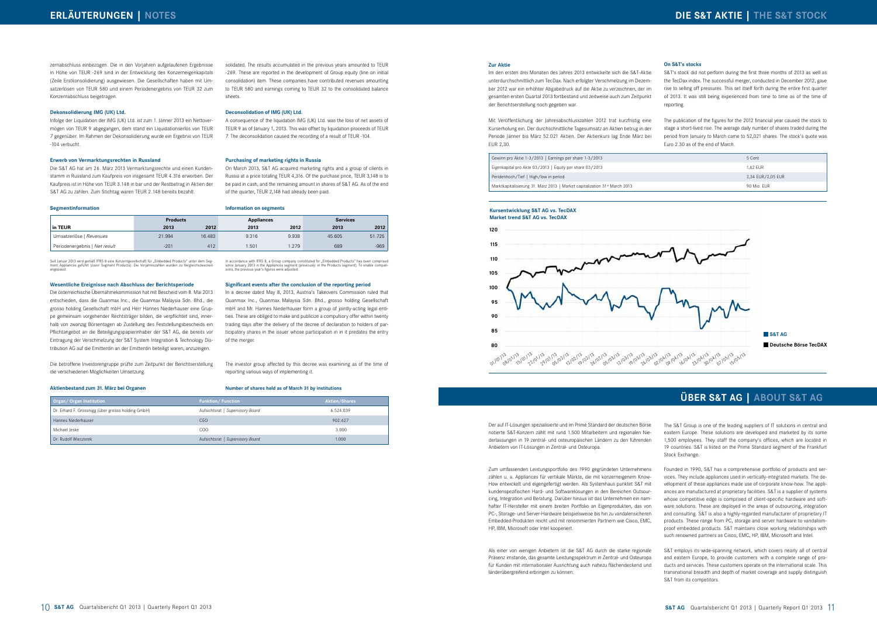## ERLÄUTERUNGEN | NOTES

zernabschluss einbezogen. Die in den Vorjahren aufgelaufenen Ergebnisse in Höhe von TEUR -269 sind in der Entwicklung des Konzerneigenkapitals (Zeile Erstkonsolidierung) ausgewiesen. Die Gesellschaften haben mit Umsatzerlösen von TEUR 580 und einem Periodenergebnis von TEUR 32 zum Konzernabschluss beigetragen.

solidated. The results accumulated in the previous years amounted to TEUR -269. These are reported in the development of Group equity (line on initial consolidation) item. These companies have contributed revenues amounting to TEUR 580 and earnings coming to TEUR 32 to the consolidated balance sheets.

### Dekonsolidierung IMG (UK) Ltd.

Infolge der Liquidation der IMG (UK) Ltd. ist zum 1. Jänner 2013 ein Nettovermögen von TEUR 9 abgegangen, dem stand ein Liquidationserlös von TEUR 7 gegenüber. Im Rahmen der Dekonsolidierung wurde ein Ergebnis von TEUR -104 verbucht.

### Deconsolidation of IMG (UK) Ltd.

A consequence of the liquidation IMG (UK) Ltd. was the loss of net assets of TEUR 9 as of January 1, 2013. This was offset by liquidation proceeds of TEUR 7. The deconsolidation caused the recording of a result of TEUR -104.

### Erwerb von Vermarktungsrechten in Russland

Die S&T AG hat am 26. März 2013 Vermarktungsrechte und einen Kundenstamm in Russland zum Kaufpreis von insgesamt TEUR 4.316 erworben. Der Kaufpreis ist in Höhe von TEUR 3.148 in bar und der Restbetrag in Aktien der S&T AG zu zahlen. Zum Stichtag waren TEUR 2.148 bereits bezahlt.

### Purchasing of marketing rights in Russia

On March 2013, S&T AG acquired marketing rights and a group of clients in Russia at a price totaling TEUR 4,316. Of the purchase price, TEUR 3,148 is to be paid in cash, and the remaining amount in shares of S&T AG. As of the end of the quarter, TEUR 2,148 had already been paid.

### Segmentinformation | Information on segments

| in TEUR | Products 2013 | Products 2012 | Appliances 2013 | Appliances 2012 | Services 2013 | Services 2012 |
|---|---|---|---|---|---|---|
| Umsatzerlöse \| *Revenues* | 21.994 | 16.483 | 9.316 | 9.938 | 45.605 | 51.725 |
| Periodenergebnis \| *Net result* | -201 | 412 | 1.501 | 1.279 | 689 | -969 |

Seit Jänner 2013 wird gemäß IFRS 8 eine Konzerngesellschaft für „Embedded Products" unter dem Segment Appliances geführt (zuvor Segment Products). Die Vorjahreszahlen wurden zu Vergleichszwecken angepasst.

In accordance with IFRS 8, a Group company constituted for „Embedded Products" has been comprised since January 2013 in the Appliances segment (previously: in the Products segment). To enable comparisons, the previous year's figures were adjusted.

### Wesentliche Ereignisse nach Abschluss der Berichtsperiode

Die österreichische Übernahmekommission hat mit Bescheid vom 8. Mai 2013 entschieden, dass die Quanmax Inc., die Quanmax Malaysia Sdn. Bhd., die grosso holding Gesellschaft mbH und Herr Hannes Niederhauser eine Gruppe gemeinsam vorgehender Rechtsträger bilden, die verpflichtet sind, innerhalb von zwanzig Börsentagen ab Zustellung des Feststellungsbescheids ein Pflichtangebot an die Beteiligungspapierinhaber der S&T AG, die bereits vor Eintragung der Verschmelzung der S&T System Integration & Technology Distribution AG auf die Emittentin an der Emittentin beteiligt waren, anzuzeigen.

Die betroffene Investorengruppe prüfte zum Zeitpunkt der Berichtserstellung die verschiedenen Möglichkeiten Umsetzung.

### Significant events after the conclusion of the reporting period

In a decree dated May 8, 2013, Austria's Takeovers Commission ruled that Quanmax Inc., Quanmax Malaysia Sdn. Bhd., grosso holding Gesellschaft mbH and Mr. Hannes Niederhauser form a group of jointly-acting legal entities. These are obliged to make and publicize a compulsory offer within twenty trading days after the delivery of the decree of declaration to holders of participatory shares in the issuer whose participation in in it predates the entry of the merger.

The investor group affected by this decree was examining as of the time of reporting various ways of implementing it.

### Aktienbestand zum 31. März bei Organen | Number of shares held as of March 31 by institutions

| Organ/ Organ Institution | Funktion/ Function | Aktien/Shares |
|---|---|---|
| Dr. Erhard F. Grossnigg (über grosso holding GmbH) | Aufsichtsrat \| *Supervisory Board* | 6.524.039 |
| Hannes Niederhauser | CEO | 902.627 |
| Michael Jeske | COO | 3.000 |
| Dr. Rudolf Wieczorek | Aufsichtsrat \| *Supervisory Board* | 1.000 |

## DIE S&T AKTIE | THE S&T STOCK

### Zur Aktie

Im den ersten drei Monaten des Jahres 2013 entwickelte sich die S&T-Aktie unterdurchschnittlich zum TecDax. Nach erfolgter Verschmelzung im Dezember 2012 war ein erhöhter Abgabedruck auf die Aktie zu verzeichnen, der im gesamten ersten Quartal 2013 fortbestand und zeitweise auch zum Zeitpunkt der Berichtserstellung noch gegeben war.

Mit Veröffentlichung der Jahresabschlusszahlen 2012 trat kurzfristig eine Kurserholung ein. Der durchschnittliche Tagesumsatz an Aktien betrug in der Periode Jänner bis März 52.021 Aktien. Der Aktienkurs lag Ende März bei EUR 2,30.

### On S&T's stocks

S&T's stock did not perform during the first three months of 2013 as well as the TecDax index. The successful merger, conducted in December 2012, gave rise to selling off pressures. This set itself forth during the entire first quarter of 2013. It was still being experienced from time to time as of the time of reporting.

The publication of the figures for the 2012 financial year caused the stock to stage a short-lived rise. The average daily number of shares traded during the period from January to March came to 52,021 shares. The stock's quote was Euro 2.30 as of the end of March.

| | |
|---|---|
| Gewinn pro Aktie 1-3/2013 \| Earnings per share 1-3/2013 | 5 Cent |
| Eigenkapital pro Akte 03/2013 \| Equity per share 03/2013 | 1,62 EUR |
| Peridenhoch/Tief \| High/low in period | 2,34 EUR/2,05 EUR |
| Marktkapitalisierung 31. März 2013 \| Market capitalization 31st March 2013 | 90 Mio. EUR |

**Kursentwicklung S&T AG vs. TecDAX**
**Market trend S&T AG vs. TecDAX**

## ÜBER S&T AG | ABOUT S&T AG

Der auf IT-Lösungen spezialisierte und im Prime Standard der deutschen Börse notierte S&T-Konzern zählt mit rund 1.500 Mitarbeitern und regionalen Niederlassungen in 19 zentral- und osteuropäischen Ländern zu den führenden Anbietern von IT-Lösungen in Zentral- und Osteuropa.

Zum umfassenden Leistungsportfolio des 1990 gegründeten Unternehmens zählen u. a. Appliances für vertikale Märkte, die mit konzerneigenem Know-How entwickelt und eigengefertigt werden. Als Systemhaus punktet S&T mit kundenspezifischen Hard- und Softwarelösungen in den Bereichen Outsourcing, Integration und Beratung. Darüber hinaus ist das Unternehmen ein namhafter IT-Hersteller mit einem breiten Portfolio an Eigenprodukten, das von PC-, Storage- und Server-Hardware beispielsweise bis hin zu vandalensicheren Embedded-Produkten reicht und mit renommierten Partnern wie Cisco, EMC, HP, IBM, Microsoft oder Intel kooperiert.

Als einer von wenigen Anbietern ist die S&T AG durch die starke regionale Präsenz imstande, das gesamte Leistungsspektrum in Zentral- und Osteuropa für Kunden mit internationaler Ausrichtung auch nahezu flächendeckend und länderübergreifend erbringen zu können.

The S&T Group is one of the leading suppliers of IT solutions in central and eastern Europe. These solutions are developed and marketed by its some 1,500 employees. They staff the company's offices, which are located in 19 countries. S&T is listed on the Prime Standard segment of the Frankfurt Stock Exchange.

Founded in 1990, S&T has a comprehensive portfolio of products and services. They include appliances used in vertically-integrated markets. The development of these appliances made use of corporate know-how. The appliances are manufactured at proprietary facilities. S&T is a supplier of systems whose competitive edge is comprised of client-specific hardware and software solutions. These are deployed in the areas of outsourcing, integration and consulting. S&T is also a highly-regarded manufacturer of proprietary IT products. These range from PC, storage and server hardware to vandalism-proof embedded products. S&T maintains close working relationships with such renowned partners as Cisco, EMC, HP, IBM, Microsoft and Intel.

S&T employs its wide-spanning network, which covers nearly all of central and eastern Europe, to provide customers with a complete range of products and services. These customers operate on the international scale. This transnational breadth and depth of market coverage and supply distinguish S&T from its competitors.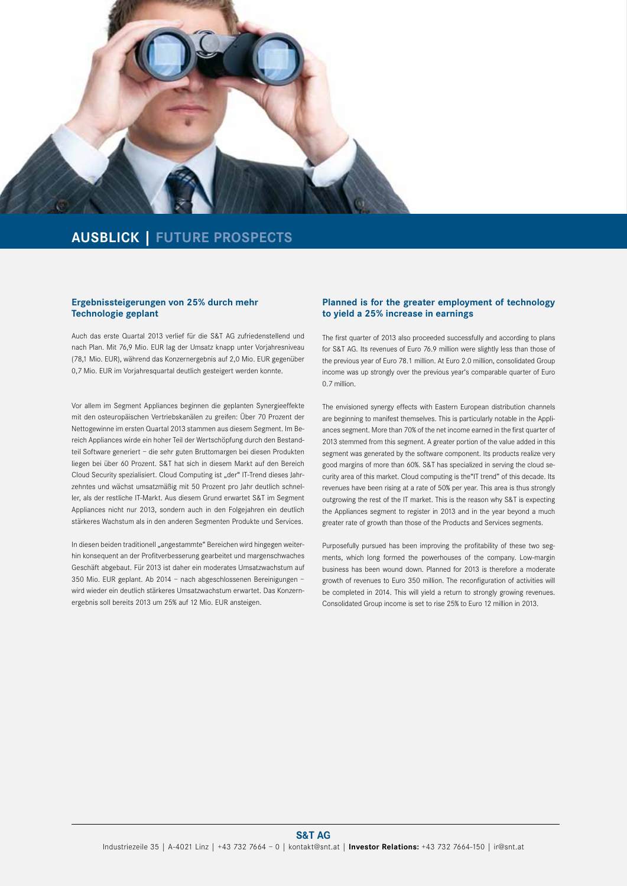## AUSBLICK | FUTURE PROSPECTS

### Ergebnissteigerungen von 25% durch mehr Technologie geplant

Auch das erste Quartal 2013 verlief für die S&T AG zufriedenstellend und nach Plan. Mit 76,9 Mio. EUR lag der Umsatz knapp unter Vorjahresniveau (78,1 Mio. EUR), während das Konzernergebnis auf 2,0 Mio. EUR gegenüber 0,7 Mio. EUR im Vorjahresquartal deutlich gesteigert werden konnte.

Vor allem im Segment Appliances beginnen die geplanten Synergieeffekte mit den osteuropäischen Vertriebskanälen zu greifen: Über 70 Prozent der Nettogewinne im ersten Quartal 2013 stammen aus diesem Segment. Im Bereich Appliances wirde ein hoher Teil der Wertschöpfung durch den Bestandteil Software generiert – die sehr guten Bruttomargen bei diesen Produkten liegen bei über 60 Prozent. S&T hat sich in diesem Markt auf den Bereich Cloud Security spezialisiert. Cloud Computing ist „der" IT-Trend dieses Jahrzehntes und wächst umsatzmäßig mit 50 Prozent pro Jahr deutlich schneller, als der restliche IT-Markt. Aus diesem Grund erwartet S&T im Segment Appliances nicht nur 2013, sondern auch in den Folgejahren ein deutlich stärkeres Wachstum als in den anderen Segmenten Produkte und Services.

In diesen beiden traditionell „angestammte" Bereichen wird hingegen weiterhin konsequent an der Profitverbesserung gearbeitet und margenschwaches Geschäft abgebaut. Für 2013 ist daher ein moderates Umsatzwachstum auf 350 Mio. EUR geplant. Ab 2014 – nach abgeschlossenen Bereinigungen – wird wieder ein deutlich stärkeres Umsatzwachstum erwartet. Das Konzernergebnis soll bereits 2013 um 25% auf 12 Mio. EUR ansteigen.

### Planned is for the greater employment of technology to yield a 25% increase in earnings

The first quarter of 2013 also proceeded successfully and according to plans for S&T AG. Its revenues of Euro 76.9 million were slightly less than those of the previous year of Euro 78.1 million. At Euro 2.0 million, consolidated Group income was up strongly over the previous year's comparable quarter of Euro 0.7 million.

The envisioned synergy effects with Eastern European distribution channels are beginning to manifest themselves. This is particularly notable in the Appliances segment. More than 70% of the net income earned in the first quarter of 2013 stemmed from this segment. A greater portion of the value added in this segment was generated by the software component. Its products realize very good margins of more than 60%. S&T has specialized in serving the cloud security area of this market. Cloud computing is the"IT trend" of this decade. Its revenues have been rising at a rate of 50% per year. This area is thus strongly outgrowing the rest of the IT market. This is the reason why S&T is expecting the Appliances segment to register in 2013 and in the year beyond a much greater rate of growth than those of the Products and Services segments.

Purposefully pursued has been improving the profitability of these two segments, which long formed the powerhouses of the company. Low-margin business has been wound down. Planned for 2013 is therefore a moderate growth of revenues to Euro 350 million. The reconfiguration of activities will be completed in 2014. This will yield a return to strongly growing revenues. Consolidated Group income is set to rise 25% to Euro 12 million in 2013.

**S&T AG**

Industriezeile 35 | A-4021 Linz | +43 732 7664 – 0 | kontakt@snt.at | **Investor Relations:** +43 732 7664-150 | ir@snt.at